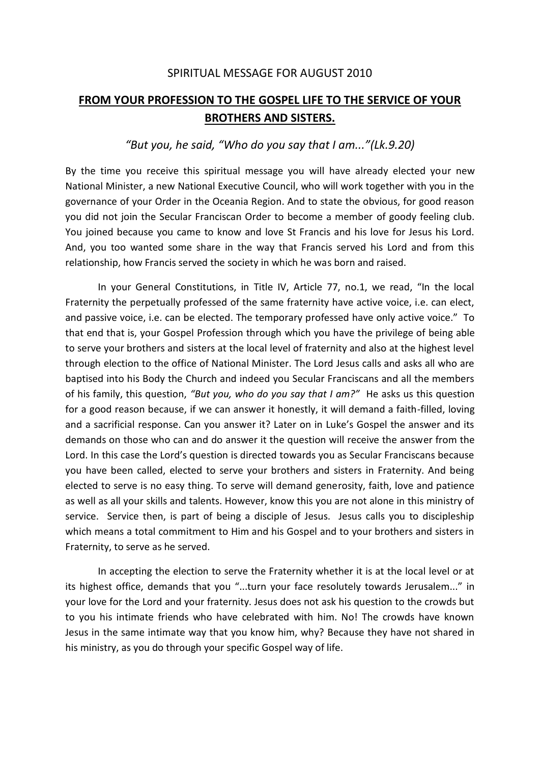SPIRITUAL MESSAGE FOR AUGUST 2010

# FROM YOUR PROFESSION TO THE GOSPEL LIFE TO THE SERVICE OF YOUR BROTHERS AND SISTERS.

*"But you, he said, "Who do you say that I am..."(Lk.9.20)*

By the time you receive this spiritual message you will have already elected your new National Minister, a new National Executive Council, who will work together with you in the governance of your Order in the Oceania Region. And to state the obvious, for good reason you did not join the Secular Franciscan Order to become a member of goody feeling club. You joined because you came to know and love St Francis and his love for Jesus his Lord. And, you too wanted some share in the way that Francis served his Lord and from this relationship, how Francis served the society in which he was born and raised.

In your General Constitutions, in Title IV, Article 77, no.1, we read, "In the local Fraternity the perpetually professed of the same fraternity have active voice, i.e. can elect, and passive voice, i.e. can be elected. The temporary professed have only active voice." To that end that is, your Gospel Profession through which you have the privilege of being able to serve your brothers and sisters at the local level of fraternity and also at the highest level through election to the office of National Minister. The Lord Jesus calls and asks all who are baptised into his Body the Church and indeed you Secular Franciscans and all the members of his family, this question, *"But you, who do you say that I am?"* He asks us this question for a good reason because, if we can answer it honestly, it will demand a faith-filled, loving and a sacrificial response. Can you answer it? Later on in Luke's Gospel the answer and its demands on those who can and do answer it the question will receive the answer from the Lord. In this case the Lord's question is directed towards you as Secular Franciscans because you have been called, elected to serve your brothers and sisters in Fraternity. And being elected to serve is no easy thing. To serve will demand generosity, faith, love and patience as well as all your skills and talents. However, know this you are not alone in this ministry of service. Service then, is part of being a disciple of Jesus. Jesus calls you to discipleship which means a total commitment to Him and his Gospel and to your brothers and sisters in Fraternity, to serve as he served.

In accepting the election to serve the Fraternity whether it is at the local level or at its highest office, demands that you "...turn your face resolutely towards Jerusalem..." in your love for the Lord and your fraternity. Jesus does not ask his question to the crowds but to you his intimate friends who have celebrated with him. No! The crowds have known Jesus in the same intimate way that you know him, why? Because they have not shared in his ministry, as you do through your specific Gospel way of life.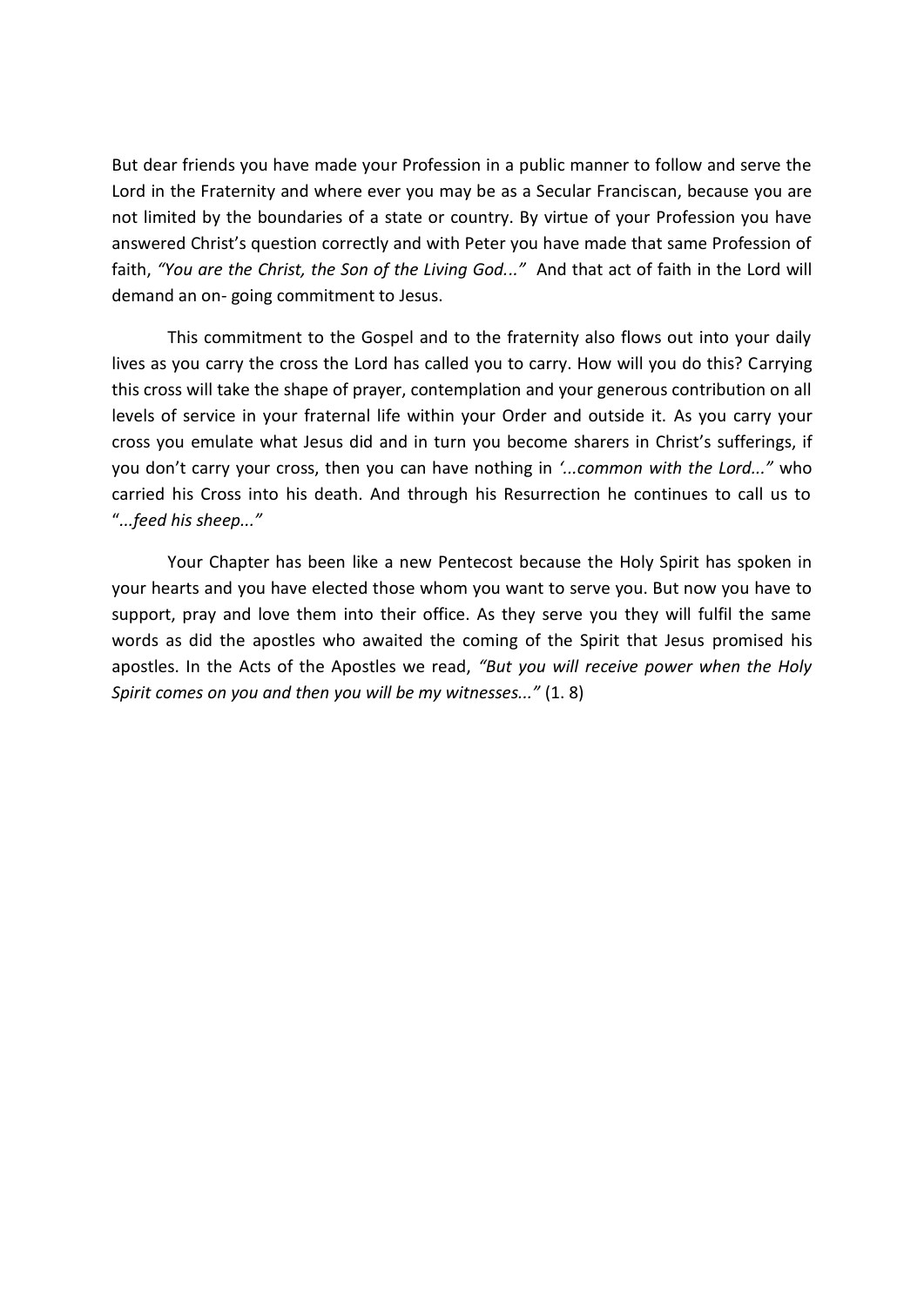But dear friends you have made your Profession in a public manner to follow and serve the Lord in the Fraternity and where ever you may be as a Secular Franciscan, because you are not limited by the boundaries of a state or country. By virtue of your Profession you have answered Christ's question correctly and with Peter you have made that same Profession of faith, *"You are the Christ, the Son of the Living God..."* And that act of faith in the Lord will demand an on- going commitment to Jesus.

This commitment to the Gospel and to the fraternity also flows out into your daily lives as you carry the cross the Lord has called you to carry. How will you do this? Carrying this cross will take the shape of prayer, contemplation and your generous contribution on all levels of service in your fraternal life within your Order and outside it. As you carry your cross you emulate what Jesus did and in turn you become sharers in Christ's sufferings, if you don't carry your cross, then you can have nothing in *'...common with the Lord..."* who carried his Cross into his death. And through his Resurrection he continues to call us to "*...feed his sheep..."*

Your Chapter has been like a new Pentecost because the Holy Spirit has spoken in your hearts and you have elected those whom you want to serve you. But now you have to support, pray and love them into their office. As they serve you they will fulfil the same words as did the apostles who awaited the coming of the Spirit that Jesus promised his apostles. In the Acts of the Apostles we read, *"But you will receive power when the Holy Spirit comes on you and then you will be my witnesses..."* (1. 8)